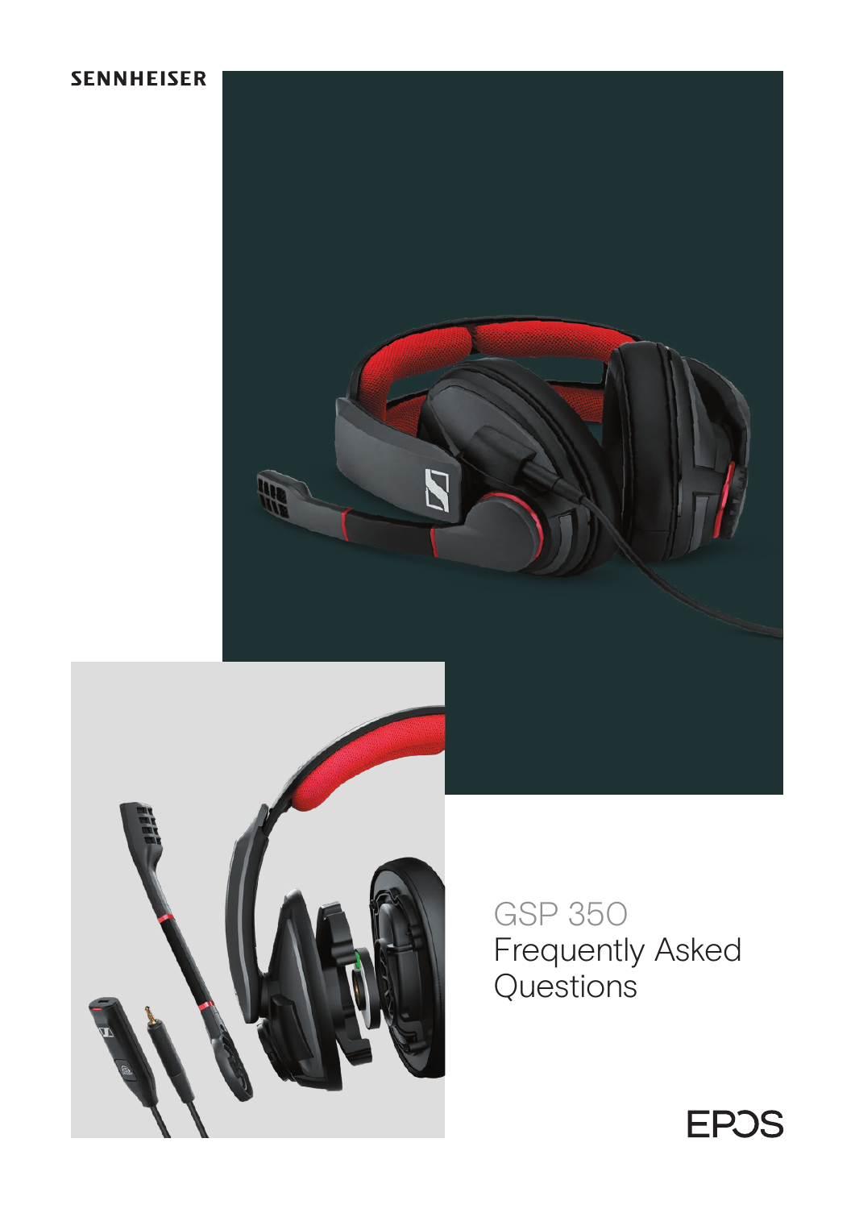SENNHEISER

# GSP 350 Frequently Asked Questions

EPOS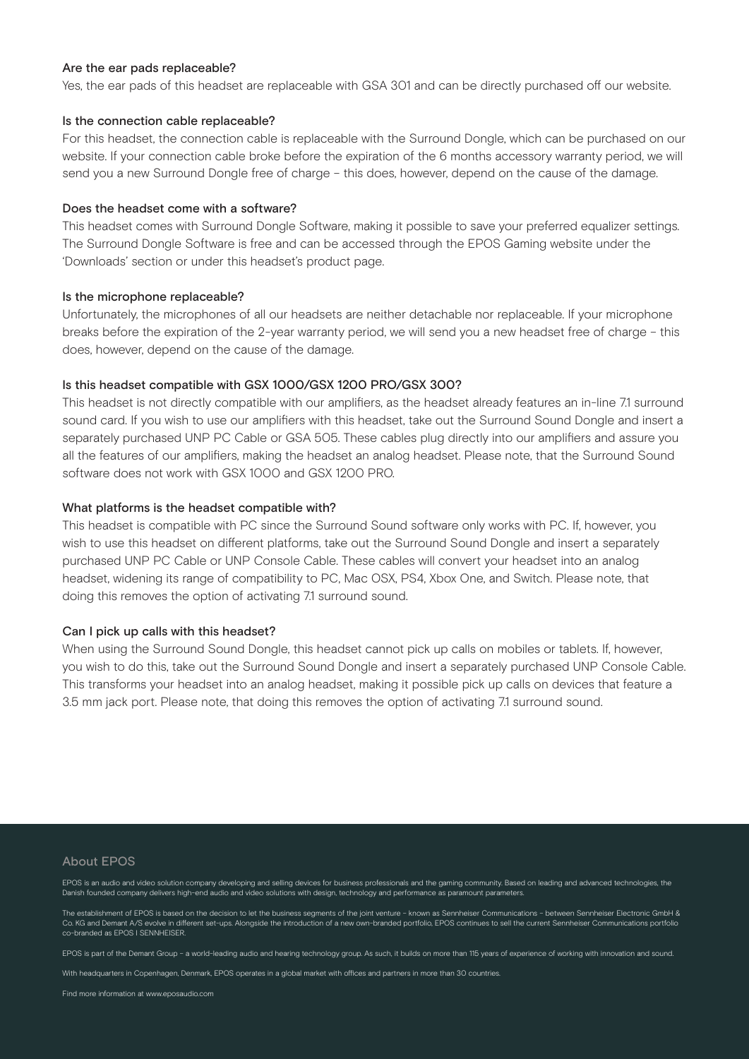### Are the ear pads replaceable?

Yes, the ear pads of this headset are replaceable with GSA 301 and can be directly purchased off our website.

### Is the connection cable replaceable?

For this headset, the connection cable is replaceable with the Surround Dongle, which can be purchased on our website. If your connection cable broke before the expiration of the 6 months accessory warranty period, we will send you a new Surround Dongle free of charge – this does, however, depend on the cause of the damage.

### Does the headset come with a software?

This headset comes with Surround Dongle Software, making it possible to save your preferred equalizer settings. The Surround Dongle Software is free and can be accessed through the EPOS Gaming website under the 'Downloads' section or under this headset's product page.

### Is the microphone replaceable?

Unfortunately, the microphones of all our headsets are neither detachable nor replaceable. If your microphone breaks before the expiration of the 2-year warranty period, we will send you a new headset free of charge – this does, however, depend on the cause of the damage.

### Is this headset compatible with GSX 1000/GSX 1200 PRO/GSX 300?

This headset is not directly compatible with our amplifiers, as the headset already features an in-line 7.1 surround sound card. If you wish to use our amplifiers with this headset, take out the Surround Sound Dongle and insert a separately purchased UNP PC Cable or GSA 505. These cables plug directly into our amplifiers and assure you all the features of our amplifiers, making the headset an analog headset. Please note, that the Surround Sound software does not work with GSX 1000 and GSX 1200 PRO.

### What platforms is the headset compatible with?

This headset is compatible with PC since the Surround Sound software only works with PC. If, however, you wish to use this headset on different platforms, take out the Surround Sound Dongle and insert a separately purchased UNP PC Cable or UNP Console Cable. These cables will convert your headset into an analog headset, widening its range of compatibility to PC, Mac OSX, PS4, Xbox One, and Switch. Please note, that doing this removes the option of activating 7.1 surround sound.

### Can I pick up calls with this headset?

When using the Surround Sound Dongle, this headset cannot pick up calls on mobiles or tablets. If, however, you wish to do this, take out the Surround Sound Dongle and insert a separately purchased UNP Console Cable. This transforms your headset into an analog headset, making it possible pick up calls on devices that feature a 3.5 mm jack port. Please note, that doing this removes the option of activating 7.1 surround sound.

## About EPOS

EPOS is an audio and video solution company developing and selling devices for business professionals and the gaming community. Based on leading and advanced technologies, the Danish founded company delivers high-end audio and video solutions with design, technology and performance as paramount parameters.

The establishment of EPOS is based on the decision to let the business segments of the joint venture – known as Sennheiser Communications – between Sennheiser Electronic GmbH & Co. KG and Demant A/S evolve in different set-ups. Alongside the introduction of a new own-branded portfolio, EPOS continues to sell the current Sennheiser Communications portfolio co-branded as EPOS I SENNHEISER.

EPOS is part of the Demant Group – a world-leading audio and hearing technology group. As such, it builds on more than 115 years of experience of working with innovation and sound.

With headquarters in Copenhagen, Denmark, EPOS operates in a global market with offices and partners in more than 30 countries.

Find more information at www.eposaudio.com